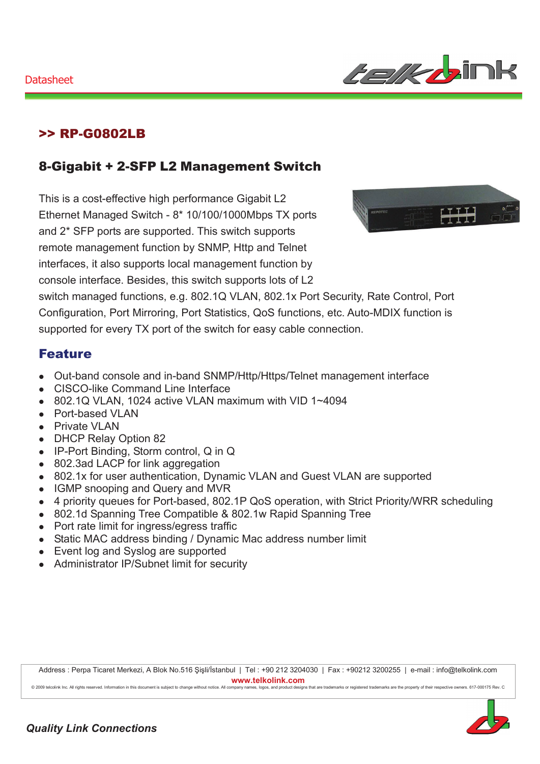Datasheet

## >> RP-G0802LB

## 8-Gigabit + 2-SFP L2 Management Switch

This is a cost-effective high performance Gigabit L2 Ethernet Managed Switch - 8* 10/100/1000Mbps TX ports and 2* SFP ports are supported. This switch supports remote management function by SNMP, Http and Telnet interfaces, it also supports local management function by console interface. Besides, this switch supports lots of L2 switch managed functions, e.g. 802.1Q VLAN, 802.1x Port Security, Rate Control, Port Configuration, Port Mirroring, Port Statistics, QoS functions, etc. Auto-MDIX function is supported for every TX port of the switch for easy cable connection.

## Feature

- Out-band console and in-band SNMP/Http/Https/Telnet management interface
- CISCO-like Command Line Interface
- 802.1Q VLAN, 1024 active VLAN maximum with VID 1~4094
- Port-based VLAN
- Private VLAN
- DHCP Relay Option 82
- IP-Port Binding, Storm control, Q in Q
- 802.3ad LACP for link aggregation
- 802.1x for user authentication, Dynamic VLAN and Guest VLAN are supported
- IGMP snooping and Query and MVR
- 4 priority queues for Port-based, 802.1P QoS operation, with Strict Priority/WRR scheduling
- 802.1d Spanning Tree Compatible & 802.1w Rapid Spanning Tree
- Port rate limit for ingress/egress traffic
- Static MAC address binding / Dynamic Mac address number limit
- Event log and Syslog are supported
- Administrator IP/Subnet limit for security

Address : Perpa Ticaret Merkezi, A Blok No.516 Şişli/İstanbul | Tel : +90 212 3204030 | Fax : +90212 3200255 | e-mail : info@telkolink.com
www.telkolink.com
© 2009 telcolink Inc. All rights reserved. Information in this document is subject to change without notice. All company names, logos, and product designs that are trademarks or registered trademarks are the property of their respective owners. 617-000175 Rev. C

*Quality Link Connections*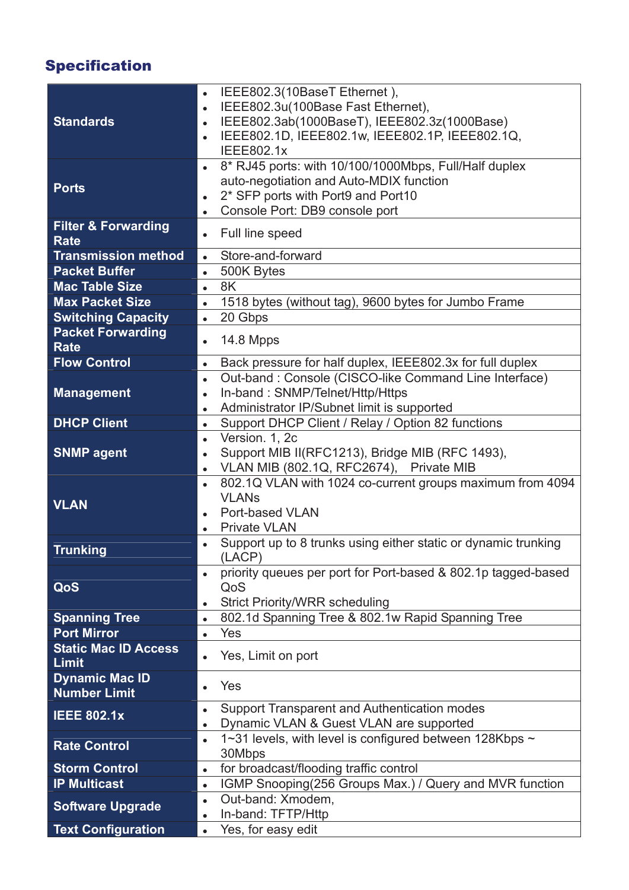## Specification

| | |
|---|---|
| **Standards** | • IEEE802.3(10BaseT Ethernet ),<br>• IEEE802.3u(100Base Fast Ethernet),<br>• IEEE802.3ab(1000BaseT), IEEE802.3z(1000Base)<br>• IEEE802.1D, IEEE802.1w, IEEE802.1P, IEEE802.1Q, IEEE802.1x |
| **Ports** | • 8* RJ45 ports: with 10/100/1000Mbps, Full/Half duplex auto-negotiation and Auto-MDIX function<br>• 2* SFP ports with Port9 and Port10<br>• Console Port: DB9 console port |
| **Filter & Forwarding Rate** | • Full line speed |
| **Transmission method** | • Store-and-forward |
| **Packet Buffer** | • 500K Bytes |
| **Mac Table Size** | • 8K |
| **Max Packet Size** | • 1518 bytes (without tag), 9600 bytes for Jumbo Frame |
| **Switching Capacity** | • 20 Gbps |
| **Packet Forwarding Rate** | • 14.8 Mpps |
| **Flow Control** | • Back pressure for half duplex, IEEE802.3x for full duplex |
| **Management** | • Out-band : Console (CISCO-like Command Line Interface)<br>• In-band : SNMP/Telnet/Http/Https<br>• Administrator IP/Subnet limit is supported |
| **DHCP Client** | • Support DHCP Client / Relay / Option 82 functions |
| **SNMP agent** | • Version. 1, 2c<br>• Support MIB II(RFC1213), Bridge MIB (RFC 1493),<br>• VLAN MIB (802.1Q, RFC2674), Private MIB |
| **VLAN** | • 802.1Q VLAN with 1024 co-current groups maximum from 4094 VLANs<br>• Port-based VLAN<br>• Private VLAN |
| **Trunking** | • Support up to 8 trunks using either static or dynamic trunking (LACP) |
| **QoS** | • priority queues per port for Port-based & 802.1p tagged-based QoS<br>• Strict Priority/WRR scheduling |
| **Spanning Tree** | • 802.1d Spanning Tree & 802.1w Rapid Spanning Tree |
| **Port Mirror** | • Yes |
| **Static Mac ID Access Limit** | • Yes, Limit on port |
| **Dynamic Mac ID Number Limit** | • Yes |
| **IEEE 802.1x** | • Support Transparent and Authentication modes<br>• Dynamic VLAN & Guest VLAN are supported |
| **Rate Control** | • 1~31 levels, with level is configured between 128Kbps ~ 30Mbps |
| **Storm Control** | • for broadcast/flooding traffic control |
| **IP Multicast** | • IGMP Snooping(256 Groups Max.) / Query and MVR function |
| **Software Upgrade** | • Out-band: Xmodem,<br>• In-band: TFTP/Http |
| **Text Configuration** | • Yes, for easy edit |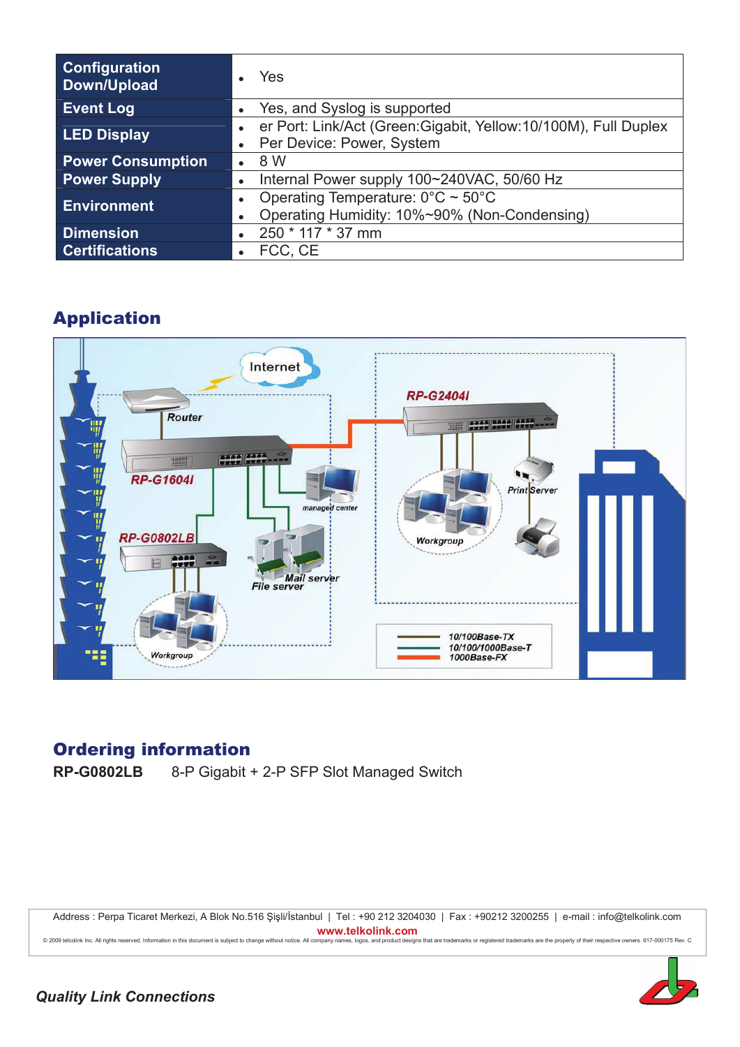| | |
|---|---|
| **Configuration Down/Upload** | • Yes |
| **Event Log** | • Yes, and Syslog is supported |
| **LED Display** | • er Port: Link/Act (Green:Gigabit, Yellow:10/100M), Full Duplex<br>• Per Device: Power, System |
| **Power Consumption** | • 8 W |
| **Power Supply** | • Internal Power supply 100~240VAC, 50/60 Hz |
| **Environment** | • Operating Temperature: 0°C ~ 50°C<br>• Operating Humidity: 10%~90% (Non-Condensing) |
| **Dimension** | • 250 * 117 * 37 mm |
| **Certifications** | • FCC, CE |

## Application

Internet
Router
RP-G1604I
RP-G0802LB
managed center
Mail server
File server
Workgroup
RP-G2404I
Print Server
Workgroup
10/100Base-TX
10/100/1000Base-T
1000Base-FX

## Ordering information

**RP-G0802LB** 8-P Gigabit + 2-P SFP Slot Managed Switch

Address : Perpa Ticaret Merkezi, A Blok No.516 Şişli/İstanbul | Tel : +90 212 3204030 | Fax : +90212 3200255 | e-mail : info@telkolink.com
www.telkolink.com
© 2009 telcolink Inc. All rights reserved. Information in this document is subject to change without notice. All company names, logos, and product designs that are trademarks or registered trademarks are the property of their respective owners. 617-000175 Rev. C

*Quality Link Connections*